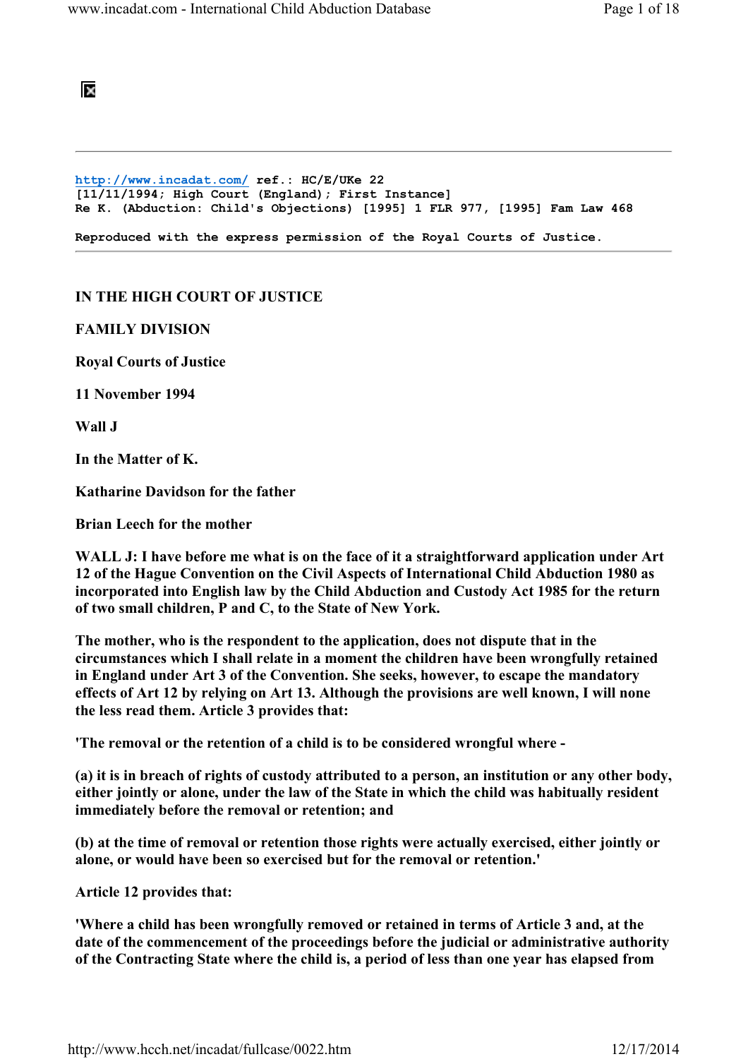http://www.incadat.com/ ref.: HC/E/UKe 22
[11/11/1994; High Court (England); First Instance]
Re K. (Abduction: Child's Objections) [1995] 1 FLR 977, [1995] Fam Law 468

Reproduced with the express permission of the Royal Courts of Justice.

---

**IN THE HIGH COURT OF JUSTICE**

**FAMILY DIVISION**

**Royal Courts of Justice**

**11 November 1994**

**Wall J**

**In the Matter of K.**

**Katharine Davidson for the father**

**Brian Leech for the mother**

**WALL J: I have before me what is on the face of it a straightforward application under Art 12 of the Hague Convention on the Civil Aspects of International Child Abduction 1980 as incorporated into English law by the Child Abduction and Custody Act 1985 for the return of two small children, P and C, to the State of New York.**

**The mother, who is the respondent to the application, does not dispute that in the circumstances which I shall relate in a moment the children have been wrongfully retained in England under Art 3 of the Convention. She seeks, however, to escape the mandatory effects of Art 12 by relying on Art 13. Although the provisions are well known, I will none the less read them. Article 3 provides that:**

**'The removal or the retention of a child is to be considered wrongful where -**

**(a) it is in breach of rights of custody attributed to a person, an institution or any other body, either jointly or alone, under the law of the State in which the child was habitually resident immediately before the removal or retention; and**

**(b) at the time of removal or retention those rights were actually exercised, either jointly or alone, or would have been so exercised but for the removal or retention.'**

**Article 12 provides that:**

**'Where a child has been wrongfully removed or retained in terms of Article 3 and, at the date of the commencement of the proceedings before the judicial or administrative authority of the Contracting State where the child is, a period of less than one year has elapsed from**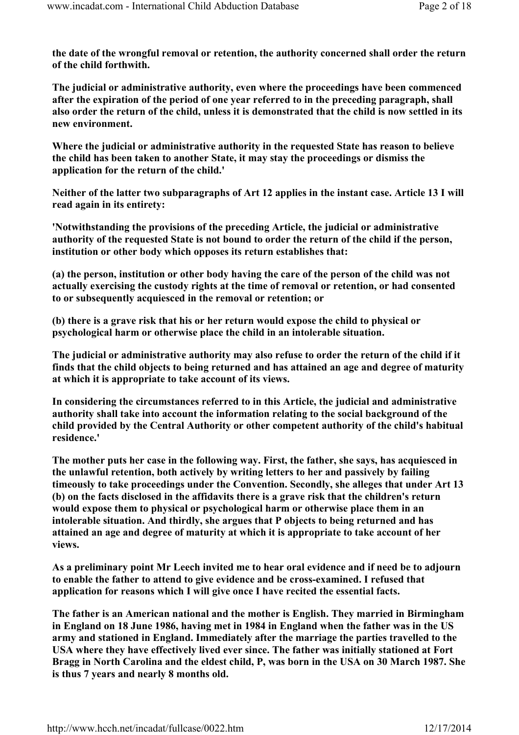**the date of the wrongful removal or retention, the authority concerned shall order the return of the child forthwith.**

**The judicial or administrative authority, even where the proceedings have been commenced after the expiration of the period of one year referred to in the preceding paragraph, shall also order the return of the child, unless it is demonstrated that the child is now settled in its new environment.**

**Where the judicial or administrative authority in the requested State has reason to believe the child has been taken to another State, it may stay the proceedings or dismiss the application for the return of the child.'**

**Neither of the latter two subparagraphs of Art 12 applies in the instant case. Article 13 I will read again in its entirety:**

**'Notwithstanding the provisions of the preceding Article, the judicial or administrative authority of the requested State is not bound to order the return of the child if the person, institution or other body which opposes its return establishes that:**

**(a) the person, institution or other body having the care of the person of the child was not actually exercising the custody rights at the time of removal or retention, or had consented to or subsequently acquiesced in the removal or retention; or**

**(b) there is a grave risk that his or her return would expose the child to physical or psychological harm or otherwise place the child in an intolerable situation.**

**The judicial or administrative authority may also refuse to order the return of the child if it finds that the child objects to being returned and has attained an age and degree of maturity at which it is appropriate to take account of its views.**

**In considering the circumstances referred to in this Article, the judicial and administrative authority shall take into account the information relating to the social background of the child provided by the Central Authority or other competent authority of the child's habitual residence.'**

**The mother puts her case in the following way. First, the father, she says, has acquiesced in the unlawful retention, both actively by writing letters to her and passively by failing timeously to take proceedings under the Convention. Secondly, she alleges that under Art 13 (b) on the facts disclosed in the affidavits there is a grave risk that the children's return would expose them to physical or psychological harm or otherwise place them in an intolerable situation. And thirdly, she argues that P objects to being returned and has attained an age and degree of maturity at which it is appropriate to take account of her views.**

**As a preliminary point Mr Leech invited me to hear oral evidence and if need be to adjourn to enable the father to attend to give evidence and be cross-examined. I refused that application for reasons which I will give once I have recited the essential facts.**

**The father is an American national and the mother is English. They married in Birmingham in England on 18 June 1986, having met in 1984 in England when the father was in the US army and stationed in England. Immediately after the marriage the parties travelled to the USA where they have effectively lived ever since. The father was initially stationed at Fort Bragg in North Carolina and the eldest child, P, was born in the USA on 30 March 1987. She is thus 7 years and nearly 8 months old.**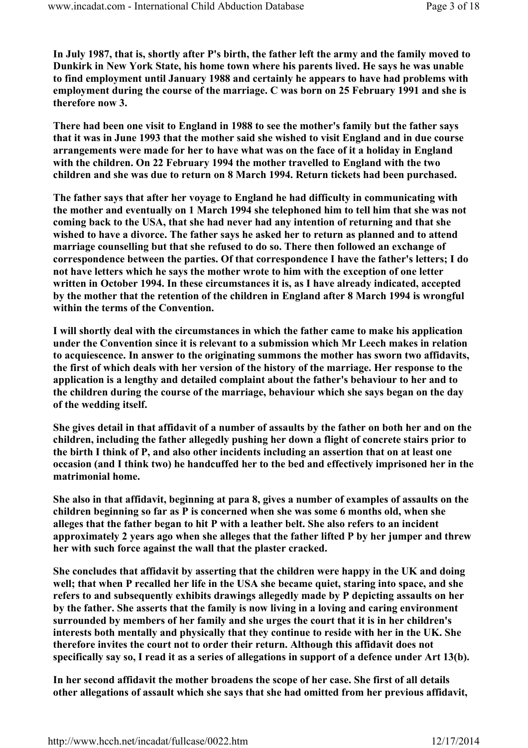**In July 1987, that is, shortly after P's birth, the father left the army and the family moved to Dunkirk in New York State, his home town where his parents lived. He says he was unable to find employment until January 1988 and certainly he appears to have had problems with employment during the course of the marriage. C was born on 25 February 1991 and she is therefore now 3.**

**There had been one visit to England in 1988 to see the mother's family but the father says that it was in June 1993 that the mother said she wished to visit England and in due course arrangements were made for her to have what was on the face of it a holiday in England with the children. On 22 February 1994 the mother travelled to England with the two children and she was due to return on 8 March 1994. Return tickets had been purchased.**

**The father says that after her voyage to England he had difficulty in communicating with the mother and eventually on 1 March 1994 she telephoned him to tell him that she was not coming back to the USA, that she had never had any intention of returning and that she wished to have a divorce. The father says he asked her to return as planned and to attend marriage counselling but that she refused to do so. There then followed an exchange of correspondence between the parties. Of that correspondence I have the father's letters; I do not have letters which he says the mother wrote to him with the exception of one letter written in October 1994. In these circumstances it is, as I have already indicated, accepted by the mother that the retention of the children in England after 8 March 1994 is wrongful within the terms of the Convention.**

**I will shortly deal with the circumstances in which the father came to make his application under the Convention since it is relevant to a submission which Mr Leech makes in relation to acquiescence. In answer to the originating summons the mother has sworn two affidavits, the first of which deals with her version of the history of the marriage. Her response to the application is a lengthy and detailed complaint about the father's behaviour to her and to the children during the course of the marriage, behaviour which she says began on the day of the wedding itself.**

**She gives detail in that affidavit of a number of assaults by the father on both her and on the children, including the father allegedly pushing her down a flight of concrete stairs prior to the birth I think of P, and also other incidents including an assertion that on at least one occasion (and I think two) he handcuffed her to the bed and effectively imprisoned her in the matrimonial home.**

**She also in that affidavit, beginning at para 8, gives a number of examples of assaults on the children beginning so far as P is concerned when she was some 6 months old, when she alleges that the father began to hit P with a leather belt. She also refers to an incident approximately 2 years ago when she alleges that the father lifted P by her jumper and threw her with such force against the wall that the plaster cracked.**

**She concludes that affidavit by asserting that the children were happy in the UK and doing well; that when P recalled her life in the USA she became quiet, staring into space, and she refers to and subsequently exhibits drawings allegedly made by P depicting assaults on her by the father. She asserts that the family is now living in a loving and caring environment surrounded by members of her family and she urges the court that it is in her children's interests both mentally and physically that they continue to reside with her in the UK. She therefore invites the court not to order their return. Although this affidavit does not specifically say so, I read it as a series of allegations in support of a defence under Art 13(b).**

**In her second affidavit the mother broadens the scope of her case. She first of all details other allegations of assault which she says that she had omitted from her previous affidavit,**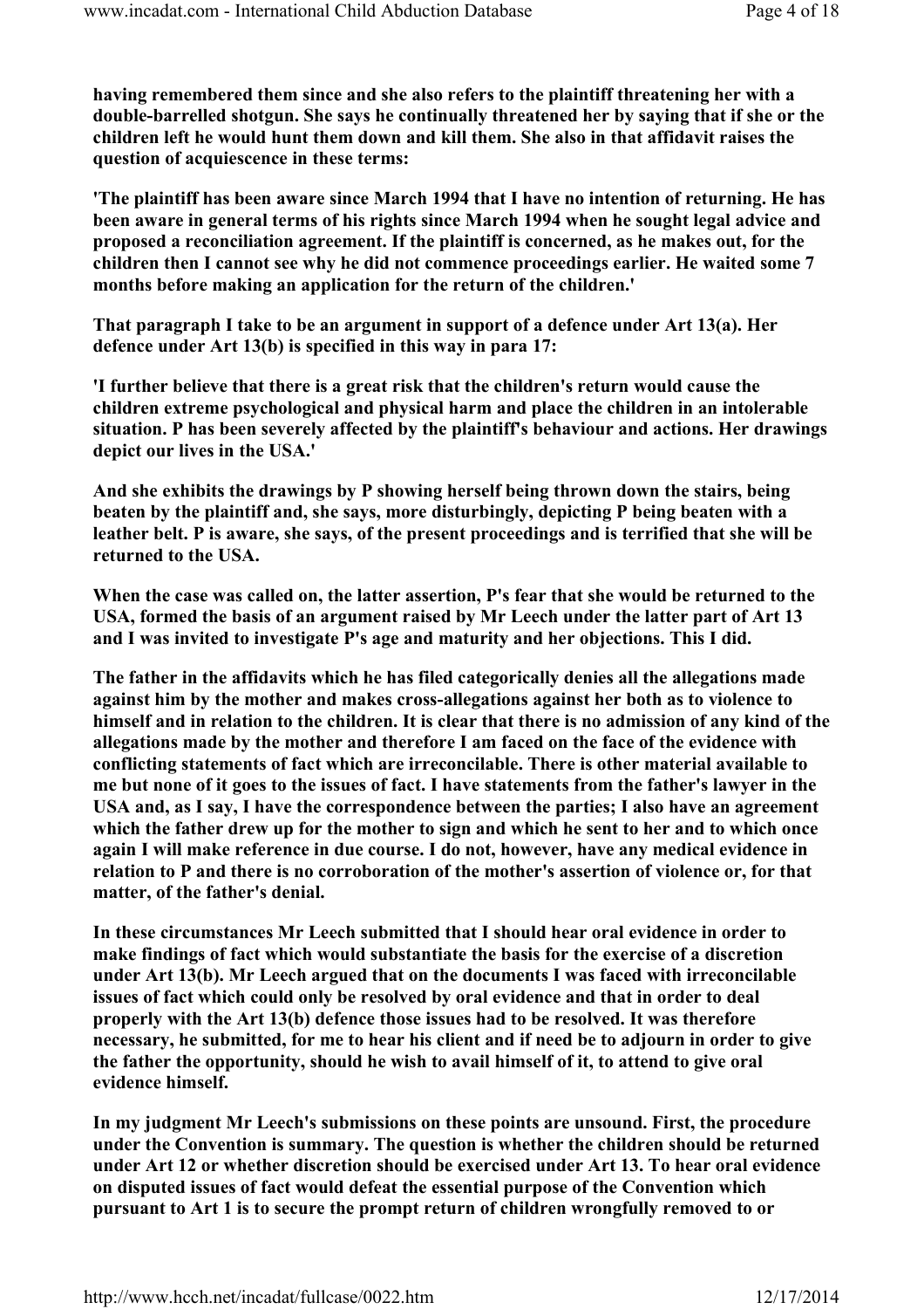**having remembered them since and she also refers to the plaintiff threatening her with a double-barrelled shotgun. She says he continually threatened her by saying that if she or the children left he would hunt them down and kill them. She also in that affidavit raises the question of acquiescence in these terms:**

**'The plaintiff has been aware since March 1994 that I have no intention of returning. He has been aware in general terms of his rights since March 1994 when he sought legal advice and proposed a reconciliation agreement. If the plaintiff is concerned, as he makes out, for the children then I cannot see why he did not commence proceedings earlier. He waited some 7 months before making an application for the return of the children.'**

**That paragraph I take to be an argument in support of a defence under Art 13(a). Her defence under Art 13(b) is specified in this way in para 17:**

**'I further believe that there is a great risk that the children's return would cause the children extreme psychological and physical harm and place the children in an intolerable situation. P has been severely affected by the plaintiff's behaviour and actions. Her drawings depict our lives in the USA.'**

**And she exhibits the drawings by P showing herself being thrown down the stairs, being beaten by the plaintiff and, she says, more disturbingly, depicting P being beaten with a leather belt. P is aware, she says, of the present proceedings and is terrified that she will be returned to the USA.**

**When the case was called on, the latter assertion, P's fear that she would be returned to the USA, formed the basis of an argument raised by Mr Leech under the latter part of Art 13 and I was invited to investigate P's age and maturity and her objections. This I did.**

**The father in the affidavits which he has filed categorically denies all the allegations made against him by the mother and makes cross-allegations against her both as to violence to himself and in relation to the children. It is clear that there is no admission of any kind of the allegations made by the mother and therefore I am faced on the face of the evidence with conflicting statements of fact which are irreconcilable. There is other material available to me but none of it goes to the issues of fact. I have statements from the father's lawyer in the USA and, as I say, I have the correspondence between the parties; I also have an agreement which the father drew up for the mother to sign and which he sent to her and to which once again I will make reference in due course. I do not, however, have any medical evidence in relation to P and there is no corroboration of the mother's assertion of violence or, for that matter, of the father's denial.**

**In these circumstances Mr Leech submitted that I should hear oral evidence in order to make findings of fact which would substantiate the basis for the exercise of a discretion under Art 13(b). Mr Leech argued that on the documents I was faced with irreconcilable issues of fact which could only be resolved by oral evidence and that in order to deal properly with the Art 13(b) defence those issues had to be resolved. It was therefore necessary, he submitted, for me to hear his client and if need be to adjourn in order to give the father the opportunity, should he wish to avail himself of it, to attend to give oral evidence himself.**

**In my judgment Mr Leech's submissions on these points are unsound. First, the procedure under the Convention is summary. The question is whether the children should be returned under Art 12 or whether discretion should be exercised under Art 13. To hear oral evidence on disputed issues of fact would defeat the essential purpose of the Convention which pursuant to Art 1 is to secure the prompt return of children wrongfully removed to or**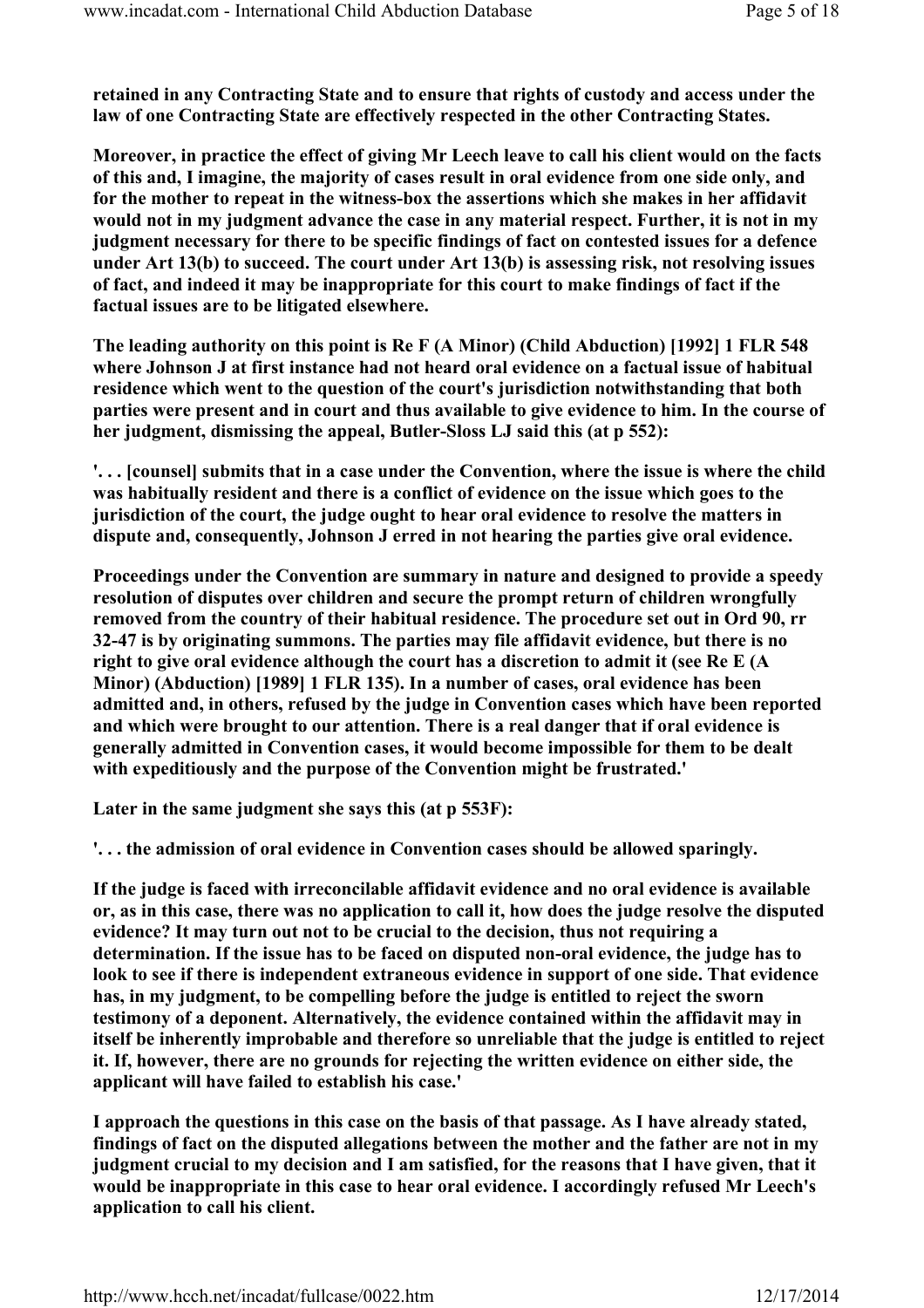**retained in any Contracting State and to ensure that rights of custody and access under the law of one Contracting State are effectively respected in the other Contracting States.**

**Moreover, in practice the effect of giving Mr Leech leave to call his client would on the facts of this and, I imagine, the majority of cases result in oral evidence from one side only, and for the mother to repeat in the witness-box the assertions which she makes in her affidavit would not in my judgment advance the case in any material respect. Further, it is not in my judgment necessary for there to be specific findings of fact on contested issues for a defence under Art 13(b) to succeed. The court under Art 13(b) is assessing risk, not resolving issues of fact, and indeed it may be inappropriate for this court to make findings of fact if the factual issues are to be litigated elsewhere.**

**The leading authority on this point is Re F (A Minor) (Child Abduction) [1992] 1 FLR 548 where Johnson J at first instance had not heard oral evidence on a factual issue of habitual residence which went to the question of the court's jurisdiction notwithstanding that both parties were present and in court and thus available to give evidence to him. In the course of her judgment, dismissing the appeal, Butler-Sloss LJ said this (at p 552):**

**'. . . [counsel] submits that in a case under the Convention, where the issue is where the child was habitually resident and there is a conflict of evidence on the issue which goes to the jurisdiction of the court, the judge ought to hear oral evidence to resolve the matters in dispute and, consequently, Johnson J erred in not hearing the parties give oral evidence.**

**Proceedings under the Convention are summary in nature and designed to provide a speedy resolution of disputes over children and secure the prompt return of children wrongfully removed from the country of their habitual residence. The procedure set out in Ord 90, rr 32-47 is by originating summons. The parties may file affidavit evidence, but there is no right to give oral evidence although the court has a discretion to admit it (see Re E (A Minor) (Abduction) [1989] 1 FLR 135). In a number of cases, oral evidence has been admitted and, in others, refused by the judge in Convention cases which have been reported and which were brought to our attention. There is a real danger that if oral evidence is generally admitted in Convention cases, it would become impossible for them to be dealt with expeditiously and the purpose of the Convention might be frustrated.'**

**Later in the same judgment she says this (at p 553F):**

**'. . . the admission of oral evidence in Convention cases should be allowed sparingly.**

**If the judge is faced with irreconcilable affidavit evidence and no oral evidence is available or, as in this case, there was no application to call it, how does the judge resolve the disputed evidence? It may turn out not to be crucial to the decision, thus not requiring a determination. If the issue has to be faced on disputed non-oral evidence, the judge has to look to see if there is independent extraneous evidence in support of one side. That evidence has, in my judgment, to be compelling before the judge is entitled to reject the sworn testimony of a deponent. Alternatively, the evidence contained within the affidavit may in itself be inherently improbable and therefore so unreliable that the judge is entitled to reject it. If, however, there are no grounds for rejecting the written evidence on either side, the applicant will have failed to establish his case.'**

**I approach the questions in this case on the basis of that passage. As I have already stated, findings of fact on the disputed allegations between the mother and the father are not in my judgment crucial to my decision and I am satisfied, for the reasons that I have given, that it would be inappropriate in this case to hear oral evidence. I accordingly refused Mr Leech's application to call his client.**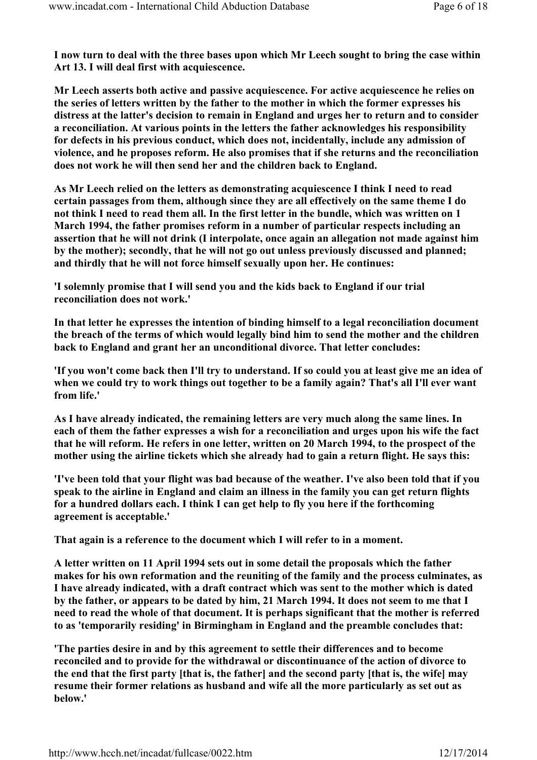I now turn to deal with the three bases upon which Mr Leech sought to bring the case within Art 13. I will deal first with acquiescence.

Mr Leech asserts both active and passive acquiescence. For active acquiescence he relies on the series of letters written by the father to the mother in which the former expresses his distress at the latter's decision to remain in England and urges her to return and to consider a reconciliation. At various points in the letters the father acknowledges his responsibility for defects in his previous conduct, which does not, incidentally, include any admission of violence, and he proposes reform. He also promises that if she returns and the reconciliation does not work he will then send her and the children back to England.

As Mr Leech relied on the letters as demonstrating acquiescence I think I need to read certain passages from them, although since they are all effectively on the same theme I do not think I need to read them all. In the first letter in the bundle, which was written on 1 March 1994, the father promises reform in a number of particular respects including an assertion that he will not drink (I interpolate, once again an allegation not made against him by the mother); secondly, that he will not go out unless previously discussed and planned; and thirdly that he will not force himself sexually upon her. He continues:

'I solemnly promise that I will send you and the kids back to England if our trial reconciliation does not work.'

In that letter he expresses the intention of binding himself to a legal reconciliation document the breach of the terms of which would legally bind him to send the mother and the children back to England and grant her an unconditional divorce. That letter concludes:

'If you won't come back then I'll try to understand. If so could you at least give me an idea of when we could try to work things out together to be a family again? That's all I'll ever want from life.'

As I have already indicated, the remaining letters are very much along the same lines. In each of them the father expresses a wish for a reconciliation and urges upon his wife the fact that he will reform. He refers in one letter, written on 20 March 1994, to the prospect of the mother using the airline tickets which she already had to gain a return flight. He says this:

'I've been told that your flight was bad because of the weather. I've also been told that if you speak to the airline in England and claim an illness in the family you can get return flights for a hundred dollars each. I think I can get help to fly you here if the forthcoming agreement is acceptable.'

That again is a reference to the document which I will refer to in a moment.

A letter written on 11 April 1994 sets out in some detail the proposals which the father makes for his own reformation and the reuniting of the family and the process culminates, as I have already indicated, with a draft contract which was sent to the mother which is dated by the father, or appears to be dated by him, 21 March 1994. It does not seem to me that I need to read the whole of that document. It is perhaps significant that the mother is referred to as 'temporarily residing' in Birmingham in England and the preamble concludes that:

'The parties desire in and by this agreement to settle their differences and to become reconciled and to provide for the withdrawal or discontinuance of the action of divorce to the end that the first party [that is, the father] and the second party [that is, the wife] may resume their former relations as husband and wife all the more particularly as set out as below.'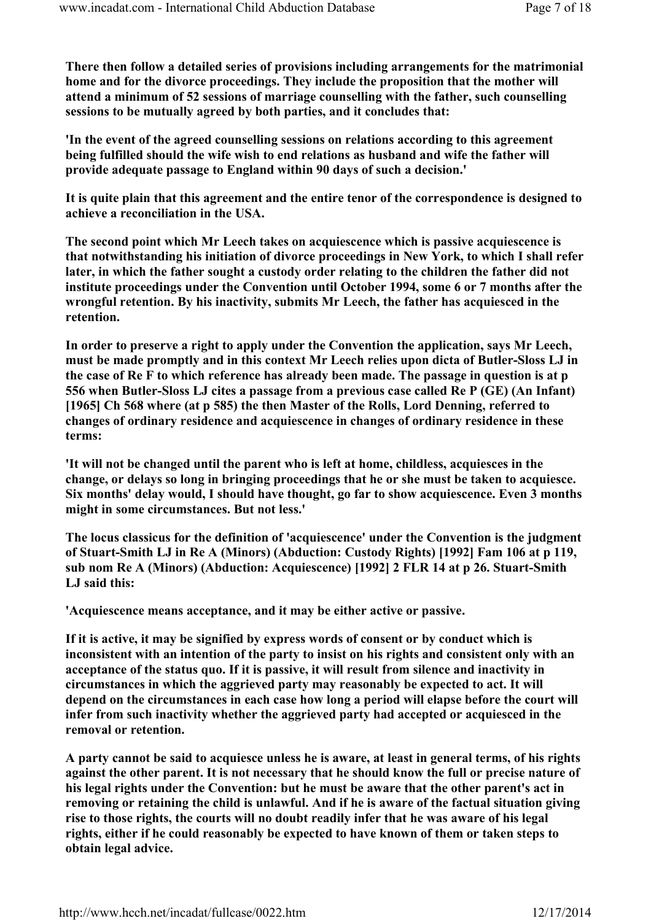There then follow a detailed series of provisions including arrangements for the matrimonial home and for the divorce proceedings. They include the proposition that the mother will attend a minimum of 52 sessions of marriage counselling with the father, such counselling sessions to be mutually agreed by both parties, and it concludes that:

'In the event of the agreed counselling sessions on relations according to this agreement being fulfilled should the wife wish to end relations as husband and wife the father will provide adequate passage to England within 90 days of such a decision.'

It is quite plain that this agreement and the entire tenor of the correspondence is designed to achieve a reconciliation in the USA.

The second point which Mr Leech takes on acquiescence which is passive acquiescence is that notwithstanding his initiation of divorce proceedings in New York, to which I shall refer later, in which the father sought a custody order relating to the children the father did not institute proceedings under the Convention until October 1994, some 6 or 7 months after the wrongful retention. By his inactivity, submits Mr Leech, the father has acquiesced in the retention.

In order to preserve a right to apply under the Convention the application, says Mr Leech, must be made promptly and in this context Mr Leech relies upon dicta of Butler-Sloss LJ in the case of Re F to which reference has already been made. The passage in question is at p 556 when Butler-Sloss LJ cites a passage from a previous case called Re P (GE) (An Infant) [1965] Ch 568 where (at p 585) the then Master of the Rolls, Lord Denning, referred to changes of ordinary residence and acquiescence in changes of ordinary residence in these terms:

'It will not be changed until the parent who is left at home, childless, acquiesces in the change, or delays so long in bringing proceedings that he or she must be taken to acquiesce. Six months' delay would, I should have thought, go far to show acquiescence. Even 3 months might in some circumstances. But not less.'

The locus classicus for the definition of 'acquiescence' under the Convention is the judgment of Stuart-Smith LJ in Re A (Minors) (Abduction: Custody Rights) [1992] Fam 106 at p 119, sub nom Re A (Minors) (Abduction: Acquiescence) [1992] 2 FLR 14 at p 26. Stuart-Smith LJ said this:

'Acquiescence means acceptance, and it may be either active or passive.

If it is active, it may be signified by express words of consent or by conduct which is inconsistent with an intention of the party to insist on his rights and consistent only with an acceptance of the status quo. If it is passive, it will result from silence and inactivity in circumstances in which the aggrieved party may reasonably be expected to act. It will depend on the circumstances in each case how long a period will elapse before the court will infer from such inactivity whether the aggrieved party had accepted or acquiesced in the removal or retention.

A party cannot be said to acquiesce unless he is aware, at least in general terms, of his rights against the other parent. It is not necessary that he should know the full or precise nature of his legal rights under the Convention: but he must be aware that the other parent's act in removing or retaining the child is unlawful. And if he is aware of the factual situation giving rise to those rights, the courts will no doubt readily infer that he was aware of his legal rights, either if he could reasonably be expected to have known of them or taken steps to obtain legal advice.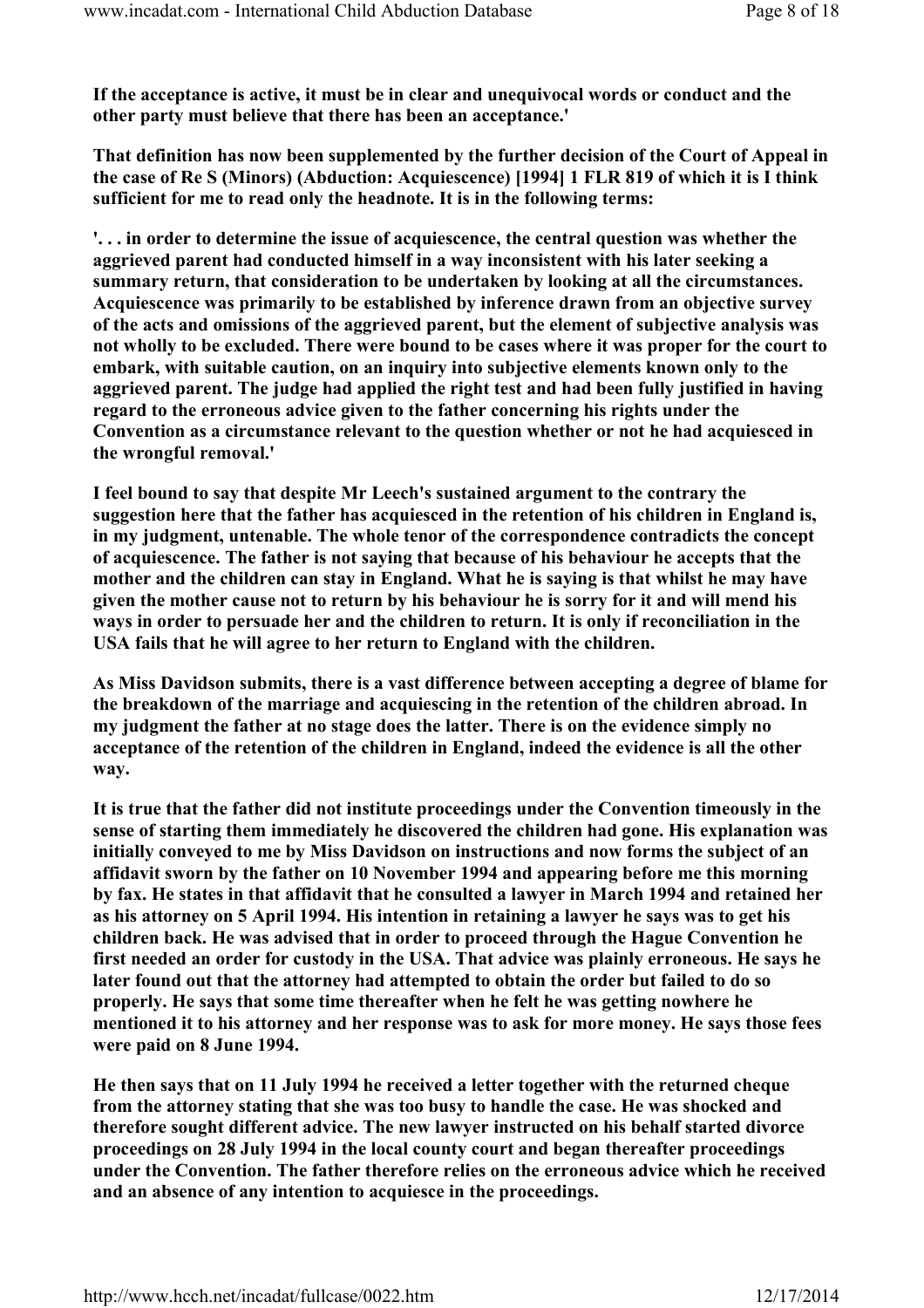If the acceptance is active, it must be in clear and unequivocal words or conduct and the other party must believe that there has been an acceptance.'

That definition has now been supplemented by the further decision of the Court of Appeal in the case of Re S (Minors) (Abduction: Acquiescence) [1994] 1 FLR 819 of which it is I think sufficient for me to read only the headnote. It is in the following terms:

'. . . in order to determine the issue of acquiescence, the central question was whether the aggrieved parent had conducted himself in a way inconsistent with his later seeking a summary return, that consideration to be undertaken by looking at all the circumstances. Acquiescence was primarily to be established by inference drawn from an objective survey of the acts and omissions of the aggrieved parent, but the element of subjective analysis was not wholly to be excluded. There were bound to be cases where it was proper for the court to embark, with suitable caution, on an inquiry into subjective elements known only to the aggrieved parent. The judge had applied the right test and had been fully justified in having regard to the erroneous advice given to the father concerning his rights under the Convention as a circumstance relevant to the question whether or not he had acquiesced in the wrongful removal.'

I feel bound to say that despite Mr Leech's sustained argument to the contrary the suggestion here that the father has acquiesced in the retention of his children in England is, in my judgment, untenable. The whole tenor of the correspondence contradicts the concept of acquiescence. The father is not saying that because of his behaviour he accepts that the mother and the children can stay in England. What he is saying is that whilst he may have given the mother cause not to return by his behaviour he is sorry for it and will mend his ways in order to persuade her and the children to return. It is only if reconciliation in the USA fails that he will agree to her return to England with the children.

As Miss Davidson submits, there is a vast difference between accepting a degree of blame for the breakdown of the marriage and acquiescing in the retention of the children abroad. In my judgment the father at no stage does the latter. There is on the evidence simply no acceptance of the retention of the children in England, indeed the evidence is all the other way.

It is true that the father did not institute proceedings under the Convention timeously in the sense of starting them immediately he discovered the children had gone. His explanation was initially conveyed to me by Miss Davidson on instructions and now forms the subject of an affidavit sworn by the father on 10 November 1994 and appearing before me this morning by fax. He states in that affidavit that he consulted a lawyer in March 1994 and retained her as his attorney on 5 April 1994. His intention in retaining a lawyer he says was to get his children back. He was advised that in order to proceed through the Hague Convention he first needed an order for custody in the USA. That advice was plainly erroneous. He says he later found out that the attorney had attempted to obtain the order but failed to do so properly. He says that some time thereafter when he felt he was getting nowhere he mentioned it to his attorney and her response was to ask for more money. He says those fees were paid on 8 June 1994.

He then says that on 11 July 1994 he received a letter together with the returned cheque from the attorney stating that she was too busy to handle the case. He was shocked and therefore sought different advice. The new lawyer instructed on his behalf started divorce proceedings on 28 July 1994 in the local county court and began thereafter proceedings under the Convention. The father therefore relies on the erroneous advice which he received and an absence of any intention to acquiesce in the proceedings.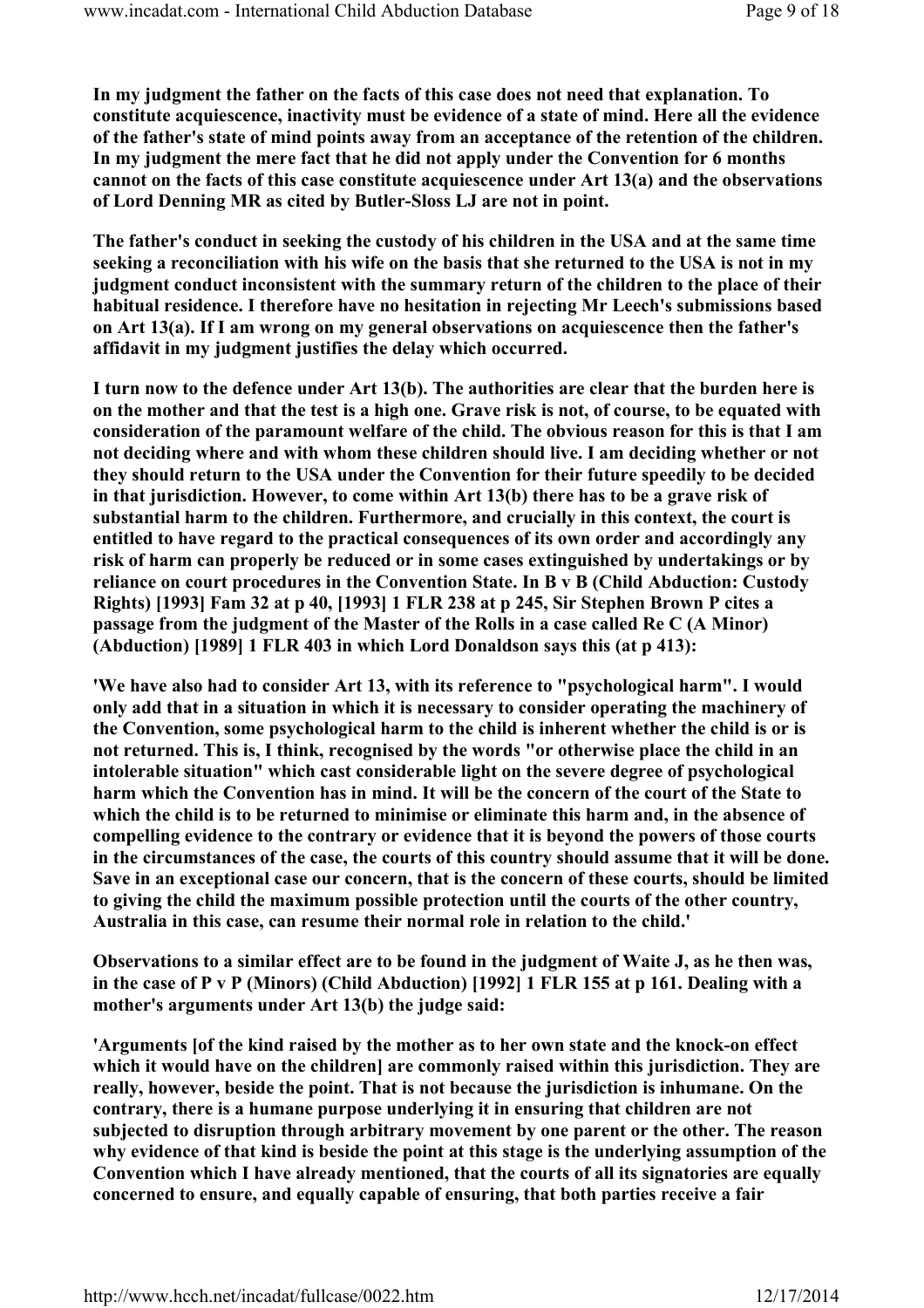In my judgment the father on the facts of this case does not need that explanation. To constitute acquiescence, inactivity must be evidence of a state of mind. Here all the evidence of the father's state of mind points away from an acceptance of the retention of the children. In my judgment the mere fact that he did not apply under the Convention for 6 months cannot on the facts of this case constitute acquiescence under Art 13(a) and the observations of Lord Denning MR as cited by Butler-Sloss LJ are not in point.

The father's conduct in seeking the custody of his children in the USA and at the same time seeking a reconciliation with his wife on the basis that she returned to the USA is not in my judgment conduct inconsistent with the summary return of the children to the place of their habitual residence. I therefore have no hesitation in rejecting Mr Leech's submissions based on Art 13(a). If I am wrong on my general observations on acquiescence then the father's affidavit in my judgment justifies the delay which occurred.

I turn now to the defence under Art 13(b). The authorities are clear that the burden here is on the mother and that the test is a high one. Grave risk is not, of course, to be equated with consideration of the paramount welfare of the child. The obvious reason for this is that I am not deciding where and with whom these children should live. I am deciding whether or not they should return to the USA under the Convention for their future speedily to be decided in that jurisdiction. However, to come within Art 13(b) there has to be a grave risk of substantial harm to the children. Furthermore, and crucially in this context, the court is entitled to have regard to the practical consequences of its own order and accordingly any risk of harm can properly be reduced or in some cases extinguished by undertakings or by reliance on court procedures in the Convention State. In B v B (Child Abduction: Custody Rights) [1993] Fam 32 at p 40, [1993] 1 FLR 238 at p 245, Sir Stephen Brown P cites a passage from the judgment of the Master of the Rolls in a case called Re C (A Minor) (Abduction) [1989] 1 FLR 403 in which Lord Donaldson says this (at p 413):

'We have also had to consider Art 13, with its reference to "psychological harm". I would only add that in a situation in which it is necessary to consider operating the machinery of the Convention, some psychological harm to the child is inherent whether the child is or is not returned. This is, I think, recognised by the words "or otherwise place the child in an intolerable situation" which cast considerable light on the severe degree of psychological harm which the Convention has in mind. It will be the concern of the court of the State to which the child is to be returned to minimise or eliminate this harm and, in the absence of compelling evidence to the contrary or evidence that it is beyond the powers of those courts in the circumstances of the case, the courts of this country should assume that it will be done. Save in an exceptional case our concern, that is the concern of these courts, should be limited to giving the child the maximum possible protection until the courts of the other country, Australia in this case, can resume their normal role in relation to the child.'

Observations to a similar effect are to be found in the judgment of Waite J, as he then was, in the case of P v P (Minors) (Child Abduction) [1992] 1 FLR 155 at p 161. Dealing with a mother's arguments under Art 13(b) the judge said:

'Arguments [of the kind raised by the mother as to her own state and the knock-on effect which it would have on the children] are commonly raised within this jurisdiction. They are really, however, beside the point. That is not because the jurisdiction is inhumane. On the contrary, there is a humane purpose underlying it in ensuring that children are not subjected to disruption through arbitrary movement by one parent or the other. The reason why evidence of that kind is beside the point at this stage is the underlying assumption of the Convention which I have already mentioned, that the courts of all its signatories are equally concerned to ensure, and equally capable of ensuring, that both parties receive a fair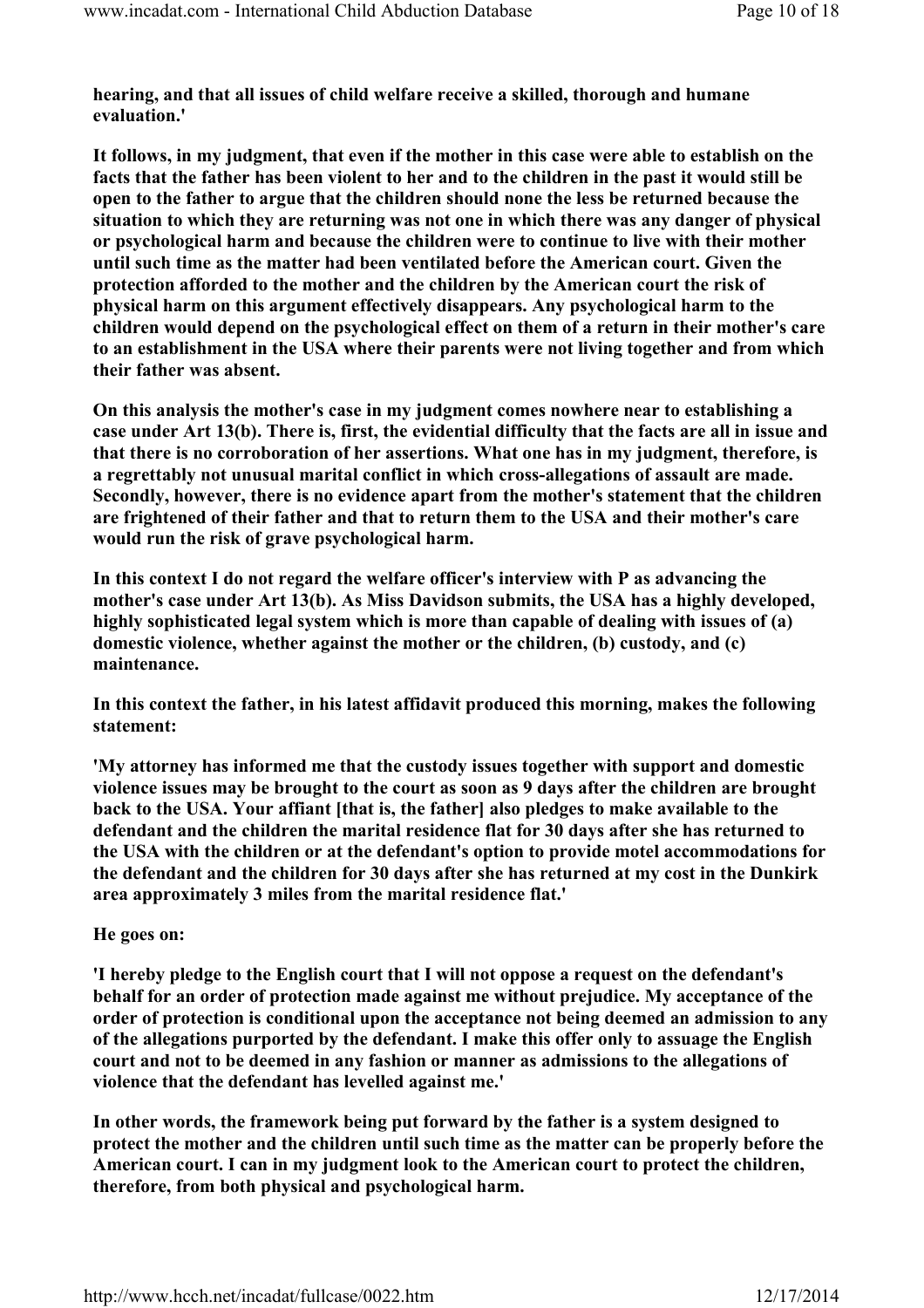**hearing, and that all issues of child welfare receive a skilled, thorough and humane evaluation.'**

**It follows, in my judgment, that even if the mother in this case were able to establish on the facts that the father has been violent to her and to the children in the past it would still be open to the father to argue that the children should none the less be returned because the situation to which they are returning was not one in which there was any danger of physical or psychological harm and because the children were to continue to live with their mother until such time as the matter had been ventilated before the American court. Given the protection afforded to the mother and the children by the American court the risk of physical harm on this argument effectively disappears. Any psychological harm to the children would depend on the psychological effect on them of a return in their mother's care to an establishment in the USA where their parents were not living together and from which their father was absent.**

**On this analysis the mother's case in my judgment comes nowhere near to establishing a case under Art 13(b). There is, first, the evidential difficulty that the facts are all in issue and that there is no corroboration of her assertions. What one has in my judgment, therefore, is a regrettably not unusual marital conflict in which cross-allegations of assault are made. Secondly, however, there is no evidence apart from the mother's statement that the children are frightened of their father and that to return them to the USA and their mother's care would run the risk of grave psychological harm.**

**In this context I do not regard the welfare officer's interview with P as advancing the mother's case under Art 13(b). As Miss Davidson submits, the USA has a highly developed, highly sophisticated legal system which is more than capable of dealing with issues of (a) domestic violence, whether against the mother or the children, (b) custody, and (c) maintenance.**

**In this context the father, in his latest affidavit produced this morning, makes the following statement:**

**'My attorney has informed me that the custody issues together with support and domestic violence issues may be brought to the court as soon as 9 days after the children are brought back to the USA. Your affiant [that is, the father] also pledges to make available to the defendant and the children the marital residence flat for 30 days after she has returned to the USA with the children or at the defendant's option to provide motel accommodations for the defendant and the children for 30 days after she has returned at my cost in the Dunkirk area approximately 3 miles from the marital residence flat.'**

**He goes on:**

**'I hereby pledge to the English court that I will not oppose a request on the defendant's behalf for an order of protection made against me without prejudice. My acceptance of the order of protection is conditional upon the acceptance not being deemed an admission to any of the allegations purported by the defendant. I make this offer only to assuage the English court and not to be deemed in any fashion or manner as admissions to the allegations of violence that the defendant has levelled against me.'**

**In other words, the framework being put forward by the father is a system designed to protect the mother and the children until such time as the matter can be properly before the American court. I can in my judgment look to the American court to protect the children, therefore, from both physical and psychological harm.**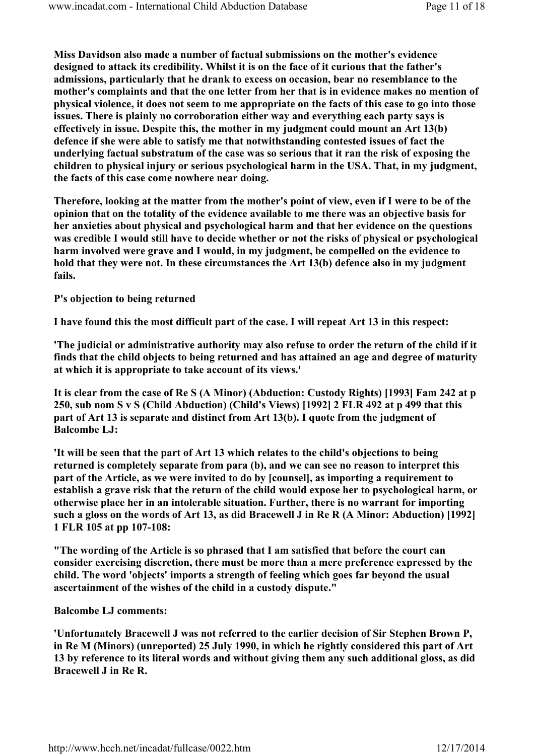Miss Davidson also made a number of factual submissions on the mother's evidence designed to attack its credibility. Whilst it is on the face of it curious that the father's admissions, particularly that he drank to excess on occasion, bear no resemblance to the mother's complaints and that the one letter from her that is in evidence makes no mention of physical violence, it does not seem to me appropriate on the facts of this case to go into those issues. There is plainly no corroboration either way and everything each party says is effectively in issue. Despite this, the mother in my judgment could mount an Art 13(b) defence if she were able to satisfy me that notwithstanding contested issues of fact the underlying factual substratum of the case was so serious that it ran the risk of exposing the children to physical injury or serious psychological harm in the USA. That, in my judgment, the facts of this case come nowhere near doing.

Therefore, looking at the matter from the mother's point of view, even if I were to be of the opinion that on the totality of the evidence available to me there was an objective basis for her anxieties about physical and psychological harm and that her evidence on the questions was credible I would still have to decide whether or not the risks of physical or psychological harm involved were grave and I would, in my judgment, be compelled on the evidence to hold that they were not. In these circumstances the Art 13(b) defence also in my judgment fails.

**P's objection to being returned**

I have found this the most difficult part of the case. I will repeat Art 13 in this respect:

'The judicial or administrative authority may also refuse to order the return of the child if it finds that the child objects to being returned and has attained an age and degree of maturity at which it is appropriate to take account of its views.'

It is clear from the case of Re S (A Minor) (Abduction: Custody Rights) [1993] Fam 242 at p 250, sub nom S v S (Child Abduction) (Child's Views) [1992] 2 FLR 492 at p 499 that this part of Art 13 is separate and distinct from Art 13(b). I quote from the judgment of Balcombe LJ:

'It will be seen that the part of Art 13 which relates to the child's objections to being returned is completely separate from para (b), and we can see no reason to interpret this part of the Article, as we were invited to do by [counsel], as importing a requirement to establish a grave risk that the return of the child would expose her to psychological harm, or otherwise place her in an intolerable situation. Further, there is no warrant for importing such a gloss on the words of Art 13, as did Bracewell J in Re R (A Minor: Abduction) [1992] 1 FLR 105 at pp 107-108:

"The wording of the Article is so phrased that I am satisfied that before the court can consider exercising discretion, there must be more than a mere preference expressed by the child. The word 'objects' imports a strength of feeling which goes far beyond the usual ascertainment of the wishes of the child in a custody dispute."

Balcombe LJ comments:

'Unfortunately Bracewell J was not referred to the earlier decision of Sir Stephen Brown P, in Re M (Minors) (unreported) 25 July 1990, in which he rightly considered this part of Art 13 by reference to its literal words and without giving them any such additional gloss, as did Bracewell J in Re R.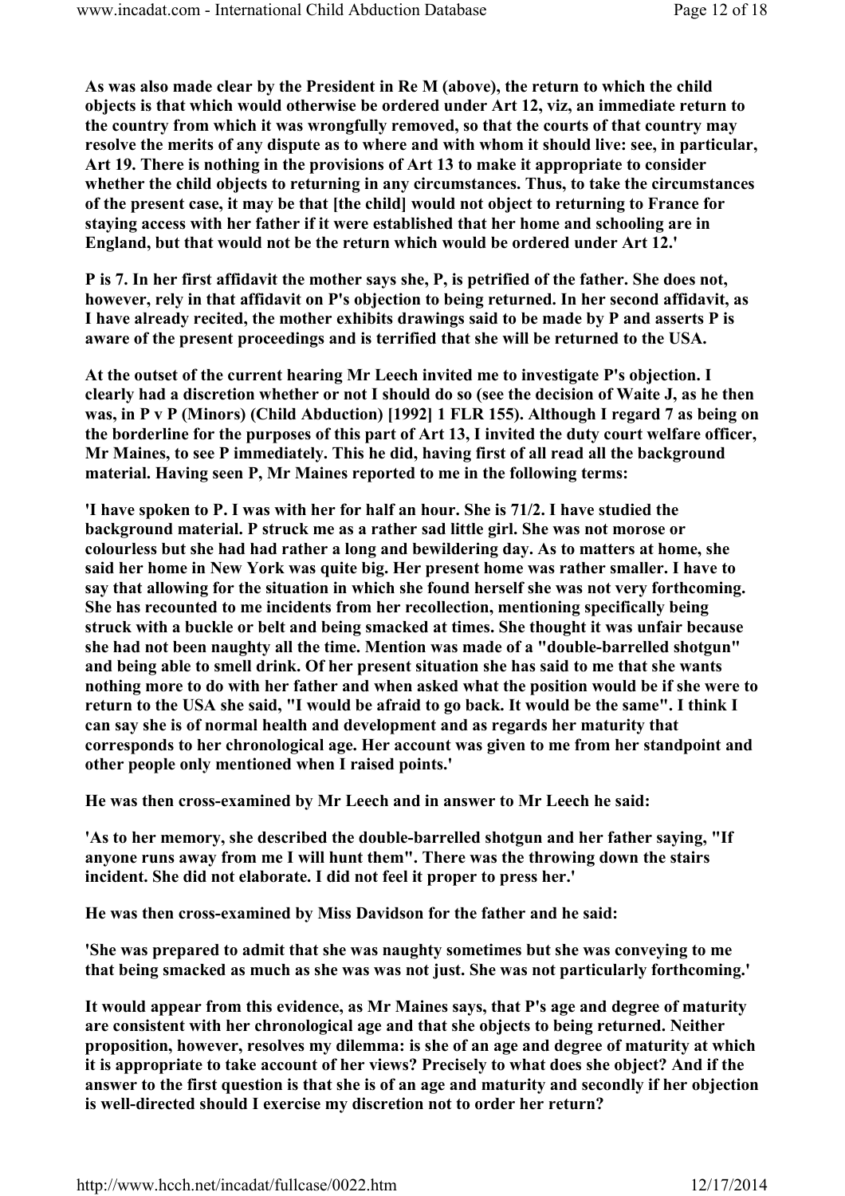**As was also made clear by the President in Re M (above), the return to which the child objects is that which would otherwise be ordered under Art 12, viz, an immediate return to the country from which it was wrongfully removed, so that the courts of that country may resolve the merits of any dispute as to where and with whom it should live: see, in particular, Art 19. There is nothing in the provisions of Art 13 to make it appropriate to consider whether the child objects to returning in any circumstances. Thus, to take the circumstances of the present case, it may be that [the child] would not object to returning to France for staying access with her father if it were established that her home and schooling are in England, but that would not be the return which would be ordered under Art 12.'**

**P is 7. In her first affidavit the mother says she, P, is petrified of the father. She does not, however, rely in that affidavit on P's objection to being returned. In her second affidavit, as I have already recited, the mother exhibits drawings said to be made by P and asserts P is aware of the present proceedings and is terrified that she will be returned to the USA.**

**At the outset of the current hearing Mr Leech invited me to investigate P's objection. I clearly had a discretion whether or not I should do so (see the decision of Waite J, as he then was, in P v P (Minors) (Child Abduction) [1992] 1 FLR 155). Although I regard 7 as being on the borderline for the purposes of this part of Art 13, I invited the duty court welfare officer, Mr Maines, to see P immediately. This he did, having first of all read all the background material. Having seen P, Mr Maines reported to me in the following terms:**

**'I have spoken to P. I was with her for half an hour. She is 71/2. I have studied the background material. P struck me as a rather sad little girl. She was not morose or colourless but she had had rather a long and bewildering day. As to matters at home, she said her home in New York was quite big. Her present home was rather smaller. I have to say that allowing for the situation in which she found herself she was not very forthcoming. She has recounted to me incidents from her recollection, mentioning specifically being struck with a buckle or belt and being smacked at times. She thought it was unfair because she had not been naughty all the time. Mention was made of a "double-barrelled shotgun" and being able to smell drink. Of her present situation she has said to me that she wants nothing more to do with her father and when asked what the position would be if she were to return to the USA she said, "I would be afraid to go back. It would be the same". I think I can say she is of normal health and development and as regards her maturity that corresponds to her chronological age. Her account was given to me from her standpoint and other people only mentioned when I raised points.'**

**He was then cross-examined by Mr Leech and in answer to Mr Leech he said:**

**'As to her memory, she described the double-barrelled shotgun and her father saying, "If anyone runs away from me I will hunt them". There was the throwing down the stairs incident. She did not elaborate. I did not feel it proper to press her.'**

**He was then cross-examined by Miss Davidson for the father and he said:**

**'She was prepared to admit that she was naughty sometimes but she was conveying to me that being smacked as much as she was was not just. She was not particularly forthcoming.'**

**It would appear from this evidence, as Mr Maines says, that P's age and degree of maturity are consistent with her chronological age and that she objects to being returned. Neither proposition, however, resolves my dilemma: is she of an age and degree of maturity at which it is appropriate to take account of her views? Precisely to what does she object? And if the answer to the first question is that she is of an age and maturity and secondly if her objection is well-directed should I exercise my discretion not to order her return?**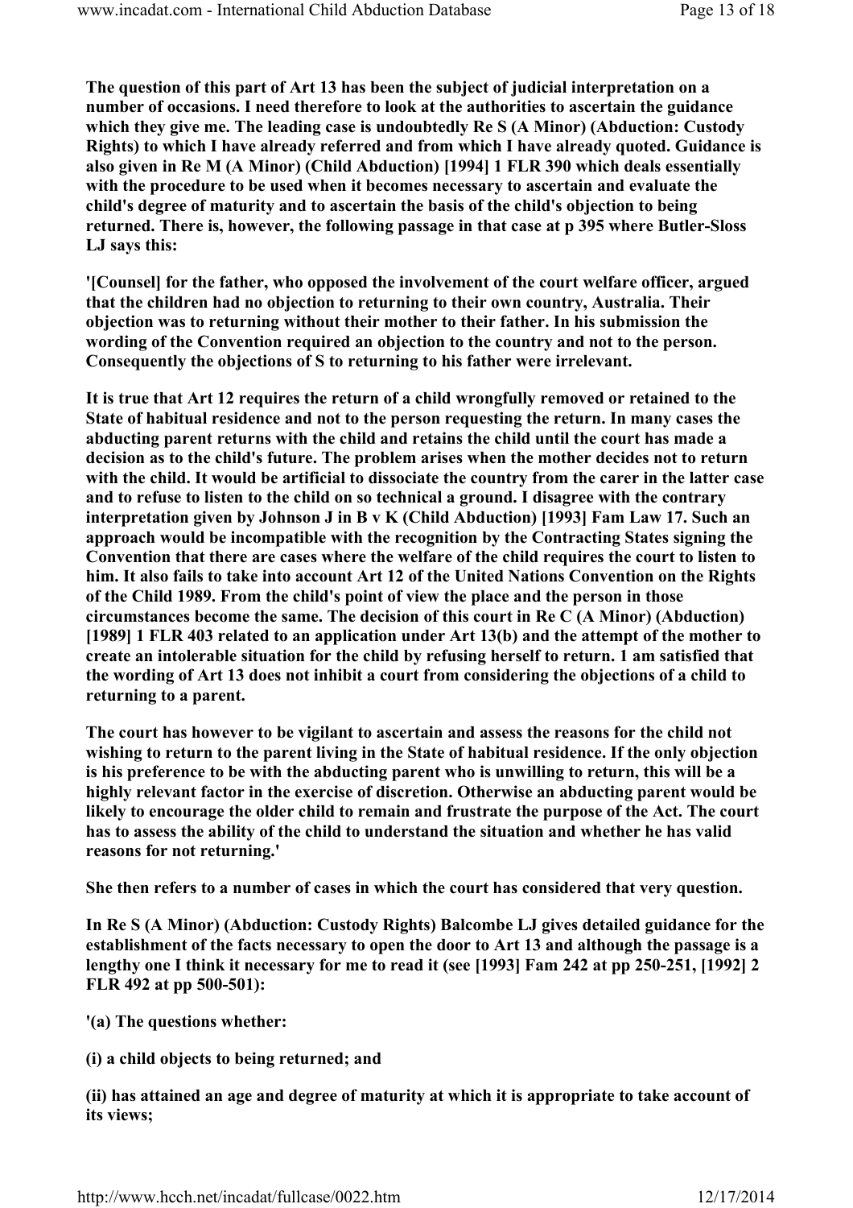**The question of this part of Art 13 has been the subject of judicial interpretation on a number of occasions. I need therefore to look at the authorities to ascertain the guidance which they give me. The leading case is undoubtedly Re S (A Minor) (Abduction: Custody Rights) to which I have already referred and from which I have already quoted. Guidance is also given in Re M (A Minor) (Child Abduction) [1994] 1 FLR 390 which deals essentially with the procedure to be used when it becomes necessary to ascertain and evaluate the child's degree of maturity and to ascertain the basis of the child's objection to being returned. There is, however, the following passage in that case at p 395 where Butler-Sloss LJ says this:**

**'[Counsel] for the father, who opposed the involvement of the court welfare officer, argued that the children had no objection to returning to their own country, Australia. Their objection was to returning without their mother to their father. In his submission the wording of the Convention required an objection to the country and not to the person. Consequently the objections of S to returning to his father were irrelevant.**

**It is true that Art 12 requires the return of a child wrongfully removed or retained to the State of habitual residence and not to the person requesting the return. In many cases the abducting parent returns with the child and retains the child until the court has made a decision as to the child's future. The problem arises when the mother decides not to return with the child. It would be artificial to dissociate the country from the carer in the latter case and to refuse to listen to the child on so technical a ground. I disagree with the contrary interpretation given by Johnson J in B v K (Child Abduction) [1993] Fam Law 17. Such an approach would be incompatible with the recognition by the Contracting States signing the Convention that there are cases where the welfare of the child requires the court to listen to him. It also fails to take into account Art 12 of the United Nations Convention on the Rights of the Child 1989. From the child's point of view the place and the person in those circumstances become the same. The decision of this court in Re C (A Minor) (Abduction) [1989] 1 FLR 403 related to an application under Art 13(b) and the attempt of the mother to create an intolerable situation for the child by refusing herself to return. 1 am satisfied that the wording of Art 13 does not inhibit a court from considering the objections of a child to returning to a parent.**

**The court has however to be vigilant to ascertain and assess the reasons for the child not wishing to return to the parent living in the State of habitual residence. If the only objection is his preference to be with the abducting parent who is unwilling to return, this will be a highly relevant factor in the exercise of discretion. Otherwise an abducting parent would be likely to encourage the older child to remain and frustrate the purpose of the Act. The court has to assess the ability of the child to understand the situation and whether he has valid reasons for not returning.'**

**She then refers to a number of cases in which the court has considered that very question.**

**In Re S (A Minor) (Abduction: Custody Rights) Balcombe LJ gives detailed guidance for the establishment of the facts necessary to open the door to Art 13 and although the passage is a lengthy one I think it necessary for me to read it (see [1993] Fam 242 at pp 250-251, [1992] 2 FLR 492 at pp 500-501):**

**'(a) The questions whether:**

**(i) a child objects to being returned; and**

**(ii) has attained an age and degree of maturity at which it is appropriate to take account of its views;**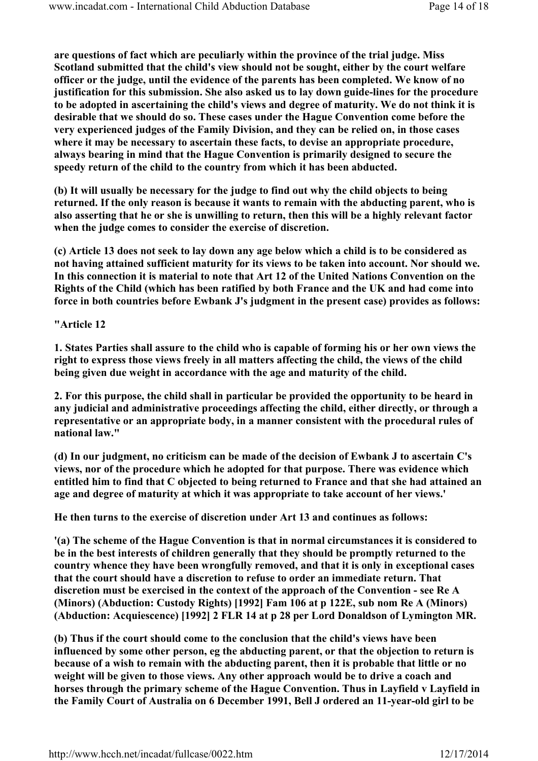**are questions of fact which are peculiarly within the province of the trial judge. Miss Scotland submitted that the child's view should not be sought, either by the court welfare officer or the judge, until the evidence of the parents has been completed. We know of no justification for this submission. She also asked us to lay down guide-lines for the procedure to be adopted in ascertaining the child's views and degree of maturity. We do not think it is desirable that we should do so. These cases under the Hague Convention come before the very experienced judges of the Family Division, and they can be relied on, in those cases where it may be necessary to ascertain these facts, to devise an appropriate procedure, always bearing in mind that the Hague Convention is primarily designed to secure the speedy return of the child to the country from which it has been abducted.**

**(b) It will usually be necessary for the judge to find out why the child objects to being returned. If the only reason is because it wants to remain with the abducting parent, who is also asserting that he or she is unwilling to return, then this will be a highly relevant factor when the judge comes to consider the exercise of discretion.**

**(c) Article 13 does not seek to lay down any age below which a child is to be considered as not having attained sufficient maturity for its views to be taken into account. Nor should we. In this connection it is material to note that Art 12 of the United Nations Convention on the Rights of the Child (which has been ratified by both France and the UK and had come into force in both countries before Ewbank J's judgment in the present case) provides as follows:**

**"Article 12**

**1. States Parties shall assure to the child who is capable of forming his or her own views the right to express those views freely in all matters affecting the child, the views of the child being given due weight in accordance with the age and maturity of the child.**

**2. For this purpose, the child shall in particular be provided the opportunity to be heard in any judicial and administrative proceedings affecting the child, either directly, or through a representative or an appropriate body, in a manner consistent with the procedural rules of national law."**

**(d) In our judgment, no criticism can be made of the decision of Ewbank J to ascertain C's views, nor of the procedure which he adopted for that purpose. There was evidence which entitled him to find that C objected to being returned to France and that she had attained an age and degree of maturity at which it was appropriate to take account of her views.'**

**He then turns to the exercise of discretion under Art 13 and continues as follows:**

**'(a) The scheme of the Hague Convention is that in normal circumstances it is considered to be in the best interests of children generally that they should be promptly returned to the country whence they have been wrongfully removed, and that it is only in exceptional cases that the court should have a discretion to refuse to order an immediate return. That discretion must be exercised in the context of the approach of the Convention - see Re A (Minors) (Abduction: Custody Rights) [1992] Fam 106 at p 122E, sub nom Re A (Minors) (Abduction: Acquiescence) [1992] 2 FLR 14 at p 28 per Lord Donaldson of Lymington MR.**

**(b) Thus if the court should come to the conclusion that the child's views have been influenced by some other person, eg the abducting parent, or that the objection to return is because of a wish to remain with the abducting parent, then it is probable that little or no weight will be given to those views. Any other approach would be to drive a coach and horses through the primary scheme of the Hague Convention. Thus in Layfield v Layfield in the Family Court of Australia on 6 December 1991, Bell J ordered an 11-year-old girl to be**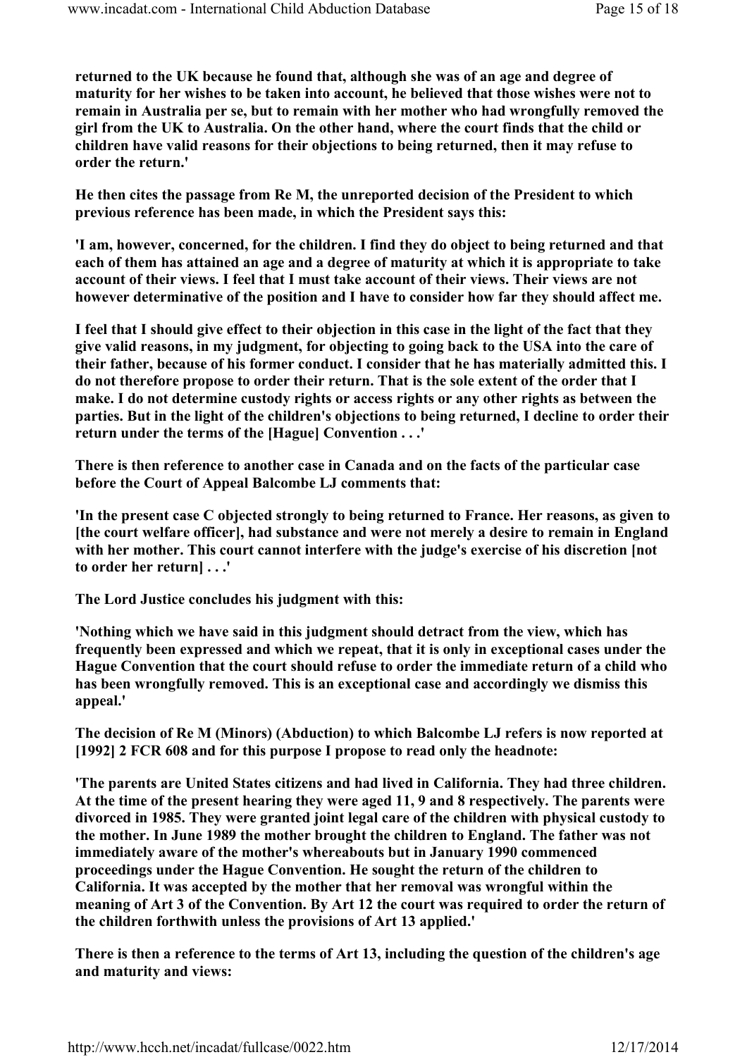**returned to the UK because he found that, although she was of an age and degree of maturity for her wishes to be taken into account, he believed that those wishes were not to remain in Australia per se, but to remain with her mother who had wrongfully removed the girl from the UK to Australia. On the other hand, where the court finds that the child or children have valid reasons for their objections to being returned, then it may refuse to order the return.'**

**He then cites the passage from Re M, the unreported decision of the President to which previous reference has been made, in which the President says this:**

**'I am, however, concerned, for the children. I find they do object to being returned and that each of them has attained an age and a degree of maturity at which it is appropriate to take account of their views. I feel that I must take account of their views. Their views are not however determinative of the position and I have to consider how far they should affect me.**

**I feel that I should give effect to their objection in this case in the light of the fact that they give valid reasons, in my judgment, for objecting to going back to the USA into the care of their father, because of his former conduct. I consider that he has materially admitted this. I do not therefore propose to order their return. That is the sole extent of the order that I make. I do not determine custody rights or access rights or any other rights as between the parties. But in the light of the children's objections to being returned, I decline to order their return under the terms of the [Hague] Convention . . .'**

**There is then reference to another case in Canada and on the facts of the particular case before the Court of Appeal Balcombe LJ comments that:**

**'In the present case C objected strongly to being returned to France. Her reasons, as given to [the court welfare officer], had substance and were not merely a desire to remain in England with her mother. This court cannot interfere with the judge's exercise of his discretion [not to order her return] . . .'**

**The Lord Justice concludes his judgment with this:**

**'Nothing which we have said in this judgment should detract from the view, which has frequently been expressed and which we repeat, that it is only in exceptional cases under the Hague Convention that the court should refuse to order the immediate return of a child who has been wrongfully removed. This is an exceptional case and accordingly we dismiss this appeal.'**

**The decision of Re M (Minors) (Abduction) to which Balcombe LJ refers is now reported at [1992] 2 FCR 608 and for this purpose I propose to read only the headnote:**

**'The parents are United States citizens and had lived in California. They had three children. At the time of the present hearing they were aged 11, 9 and 8 respectively. The parents were divorced in 1985. They were granted joint legal care of the children with physical custody to the mother. In June 1989 the mother brought the children to England. The father was not immediately aware of the mother's whereabouts but in January 1990 commenced proceedings under the Hague Convention. He sought the return of the children to California. It was accepted by the mother that her removal was wrongful within the meaning of Art 3 of the Convention. By Art 12 the court was required to order the return of the children forthwith unless the provisions of Art 13 applied.'**

**There is then a reference to the terms of Art 13, including the question of the children's age and maturity and views:**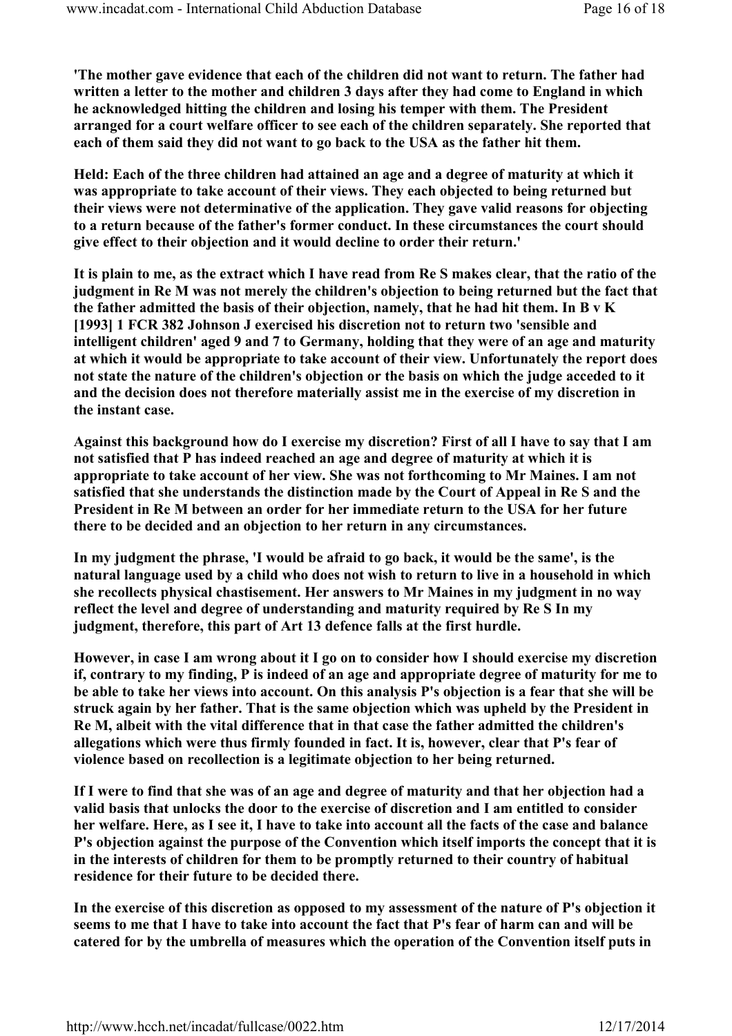**'The mother gave evidence that each of the children did not want to return. The father had written a letter to the mother and children 3 days after they had come to England in which he acknowledged hitting the children and losing his temper with them. The President arranged for a court welfare officer to see each of the children separately. She reported that each of them said they did not want to go back to the USA as the father hit them.**

**Held: Each of the three children had attained an age and a degree of maturity at which it was appropriate to take account of their views. They each objected to being returned but their views were not determinative of the application. They gave valid reasons for objecting to a return because of the father's former conduct. In these circumstances the court should give effect to their objection and it would decline to order their return.'**

**It is plain to me, as the extract which I have read from Re S makes clear, that the ratio of the judgment in Re M was not merely the children's objection to being returned but the fact that the father admitted the basis of their objection, namely, that he had hit them. In B v K [1993] 1 FCR 382 Johnson J exercised his discretion not to return two 'sensible and intelligent children' aged 9 and 7 to Germany, holding that they were of an age and maturity at which it would be appropriate to take account of their view. Unfortunately the report does not state the nature of the children's objection or the basis on which the judge acceded to it and the decision does not therefore materially assist me in the exercise of my discretion in the instant case.**

**Against this background how do I exercise my discretion? First of all I have to say that I am not satisfied that P has indeed reached an age and degree of maturity at which it is appropriate to take account of her view. She was not forthcoming to Mr Maines. I am not satisfied that she understands the distinction made by the Court of Appeal in Re S and the President in Re M between an order for her immediate return to the USA for her future there to be decided and an objection to her return in any circumstances.**

**In my judgment the phrase, 'I would be afraid to go back, it would be the same', is the natural language used by a child who does not wish to return to live in a household in which she recollects physical chastisement. Her answers to Mr Maines in my judgment in no way reflect the level and degree of understanding and maturity required by Re S In my judgment, therefore, this part of Art 13 defence falls at the first hurdle.**

**However, in case I am wrong about it I go on to consider how I should exercise my discretion if, contrary to my finding, P is indeed of an age and appropriate degree of maturity for me to be able to take her views into account. On this analysis P's objection is a fear that she will be struck again by her father. That is the same objection which was upheld by the President in Re M, albeit with the vital difference that in that case the father admitted the children's allegations which were thus firmly founded in fact. It is, however, clear that P's fear of violence based on recollection is a legitimate objection to her being returned.**

**If I were to find that she was of an age and degree of maturity and that her objection had a valid basis that unlocks the door to the exercise of discretion and I am entitled to consider her welfare. Here, as I see it, I have to take into account all the facts of the case and balance P's objection against the purpose of the Convention which itself imports the concept that it is in the interests of children for them to be promptly returned to their country of habitual residence for their future to be decided there.**

**In the exercise of this discretion as opposed to my assessment of the nature of P's objection it seems to me that I have to take into account the fact that P's fear of harm can and will be catered for by the umbrella of measures which the operation of the Convention itself puts in**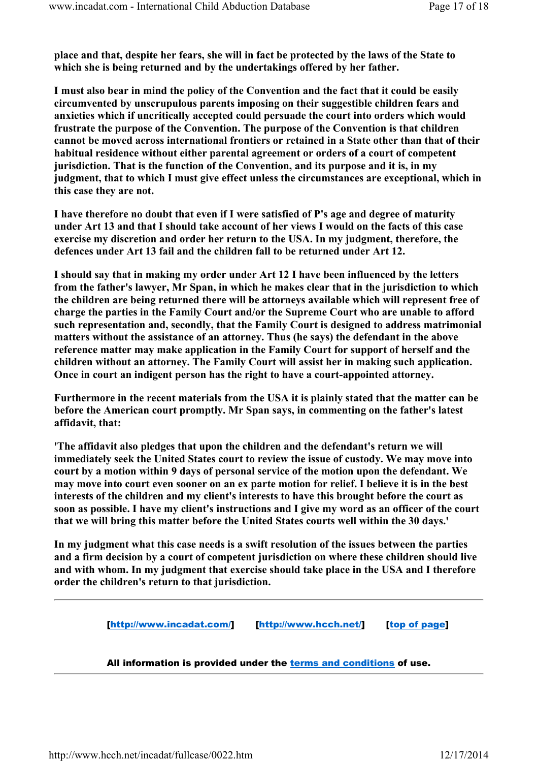**place and that, despite her fears, she will in fact be protected by the laws of the State to which she is being returned and by the undertakings offered by her father.**

**I must also bear in mind the policy of the Convention and the fact that it could be easily circumvented by unscrupulous parents imposing on their suggestible children fears and anxieties which if uncritically accepted could persuade the court into orders which would frustrate the purpose of the Convention. The purpose of the Convention is that children cannot be moved across international frontiers or retained in a State other than that of their habitual residence without either parental agreement or orders of a court of competent jurisdiction. That is the function of the Convention, and its purpose and it is, in my judgment, that to which I must give effect unless the circumstances are exceptional, which in this case they are not.**

**I have therefore no doubt that even if I were satisfied of P's age and degree of maturity under Art 13 and that I should take account of her views I would on the facts of this case exercise my discretion and order her return to the USA. In my judgment, therefore, the defences under Art 13 fail and the children fall to be returned under Art 12.**

**I should say that in making my order under Art 12 I have been influenced by the letters from the father's lawyer, Mr Span, in which he makes clear that in the jurisdiction to which the children are being returned there will be attorneys available which will represent free of charge the parties in the Family Court and/or the Supreme Court who are unable to afford such representation and, secondly, that the Family Court is designed to address matrimonial matters without the assistance of an attorney. Thus (he says) the defendant in the above reference matter may make application in the Family Court for support of herself and the children without an attorney. The Family Court will assist her in making such application. Once in court an indigent person has the right to have a court-appointed attorney.**

**Furthermore in the recent materials from the USA it is plainly stated that the matter can be before the American court promptly. Mr Span says, in commenting on the father's latest affidavit, that:**

**'The affidavit also pledges that upon the children and the defendant's return we will immediately seek the United States court to review the issue of custody. We may move into court by a motion within 9 days of personal service of the motion upon the defendant. We may move into court even sooner on an ex parte motion for relief. I believe it is in the best interests of the children and my client's interests to have this brought before the court as soon as possible. I have my client's instructions and I give my word as an officer of the court that we will bring this matter before the United States courts well within the 30 days.'**

**In my judgment what this case needs is a swift resolution of the issues between the parties and a firm decision by a court of competent jurisdiction on where these children should live and with whom. In my judgment that exercise should take place in the USA and I therefore order the children's return to that jurisdiction.**

---

**[http://www.incadat.com/]** **[http://www.hcch.net/]** **[top of page]**

**All information is provided under the terms and conditions of use.**

---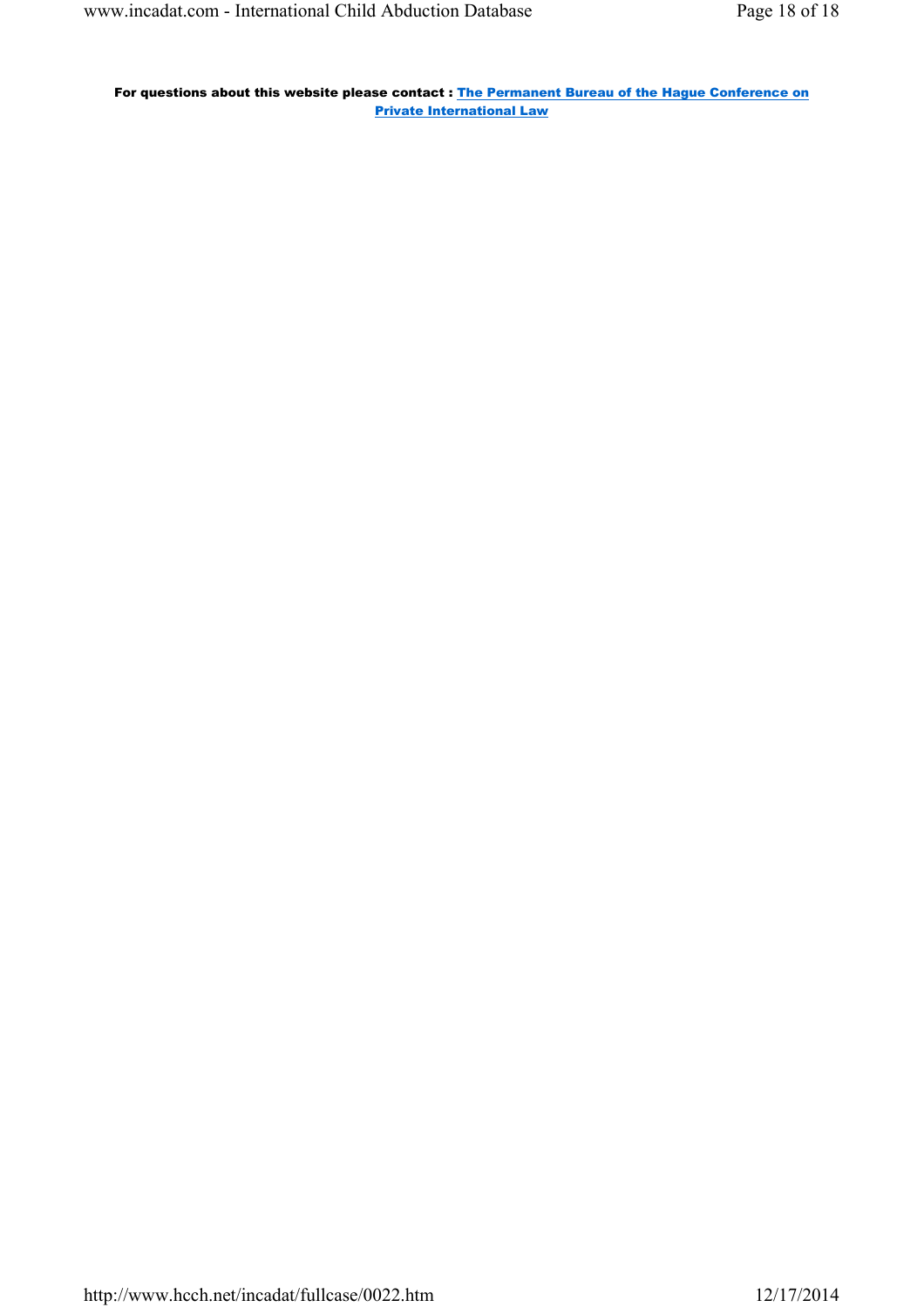**For questions about this website please contact : [The Permanent Bureau of the Hague Conference on Private International Law]**